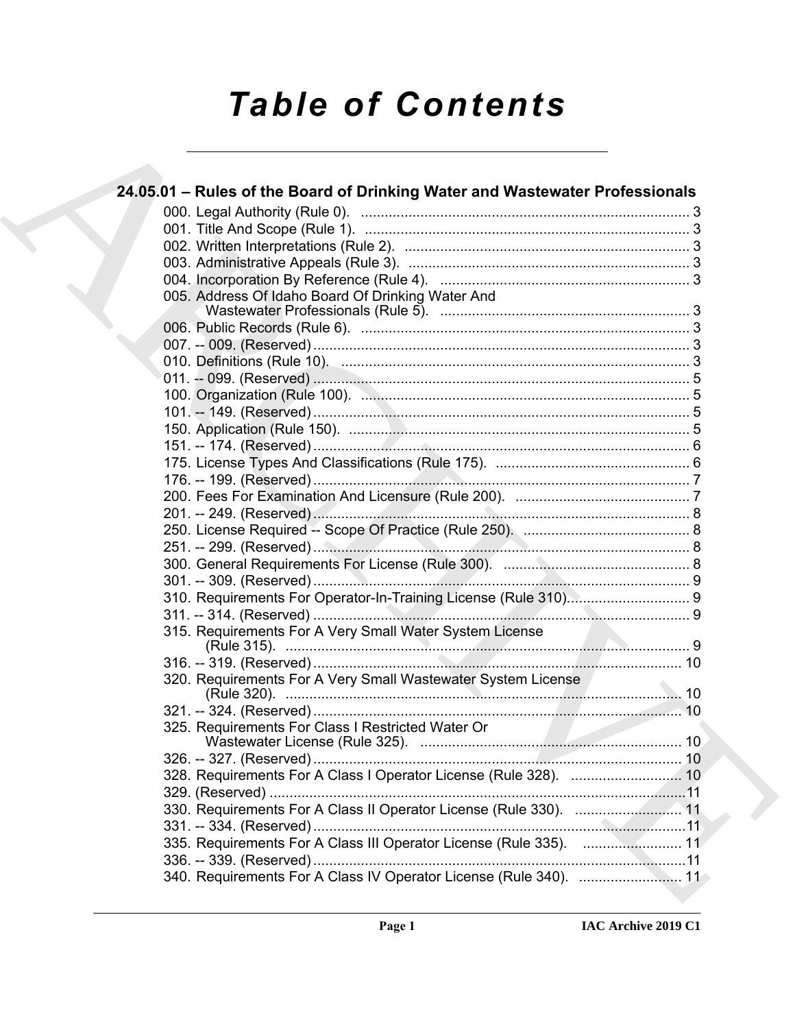# Table of Contents

## 24.05.01 – Rules of the Board of Drinking Water and Wastewater Professionals

000. Legal Authority (Rule 0). .......... 3
001. Title And Scope (Rule 1). .......... 3
002. Written Interpretations (Rule 2). .......... 3
003. Administrative Appeals (Rule 3). .......... 3
004. Incorporation By Reference (Rule 4). .......... 3
005. Address Of Idaho Board Of Drinking Water And Wastewater Professionals (Rule 5). .......... 3
006. Public Records (Rule 6). .......... 3
007. -- 009. (Reserved) .......... 3
010. Definitions (Rule 10). .......... 3
011. -- 099. (Reserved) .......... 5
100. Organization (Rule 100). .......... 5
101. -- 149. (Reserved) .......... 5
150. Application (Rule 150). .......... 5
151. -- 174. (Reserved) .......... 6
175. License Types And Classifications (Rule 175). .......... 6
176. -- 199. (Reserved) .......... 7
200. Fees For Examination And Licensure (Rule 200). .......... 7
201. -- 249. (Reserved) .......... 8
250. License Required -- Scope Of Practice (Rule 250). .......... 8
251. -- 299. (Reserved) .......... 8
300. General Requirements For License (Rule 300). .......... 8
301. -- 309. (Reserved) .......... 9
310. Requirements For Operator-In-Training License (Rule 310). .......... 9
311. -- 314. (Reserved) .......... 9
315. Requirements For A Very Small Water System License (Rule 315). .......... 9
316. -- 319. (Reserved) .......... 10
320. Requirements For A Very Small Wastewater System License (Rule 320). .......... 10
321. -- 324. (Reserved) .......... 10
325. Requirements For Class I Restricted Water Or Wastewater License (Rule 325). .......... 10
326. -- 327. (Reserved) .......... 10
328. Requirements For A Class I Operator License (Rule 328). .......... 10
329. (Reserved) .......... 11
330. Requirements For A Class II Operator License (Rule 330). .......... 11
331. -- 334. (Reserved) .......... 11
335. Requirements For A Class III Operator License (Rule 335). .......... 11
336. -- 339. (Reserved) .......... 11
340. Requirements For A Class IV Operator License (Rule 340). .......... 11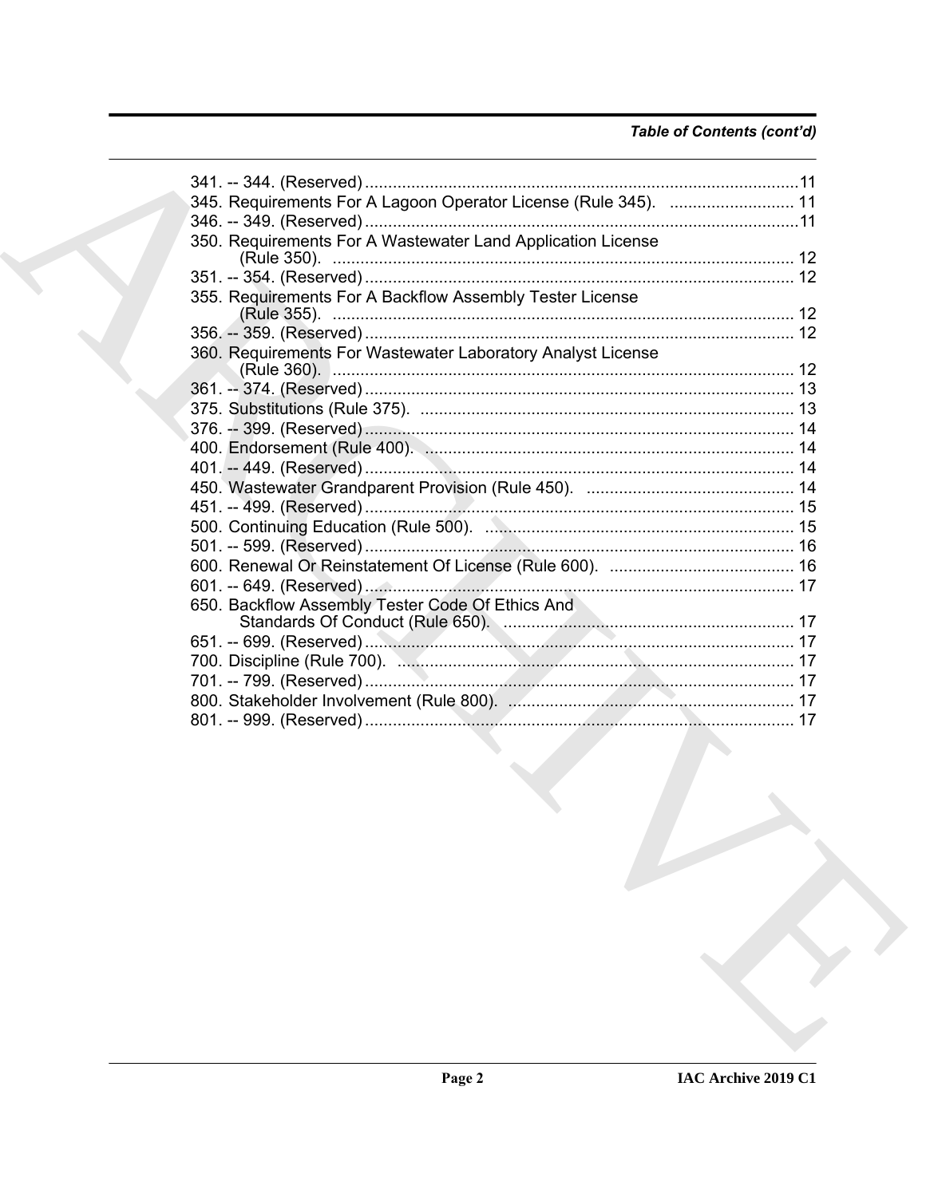*Table of Contents (cont'd)*

341. -- 344. (Reserved) ............................................................................................. 11
345. Requirements For A Lagoon Operator License (Rule 345). ........................... 11
346. -- 349. (Reserved) ............................................................................................. 11
350. Requirements For A Wastewater Land Application License (Rule 350). ................................................................................................... 12
351. -- 354. (Reserved) ............................................................................................. 12
355. Requirements For A Backflow Assembly Tester License (Rule 355). ................................................................................................... 12
356. -- 359. (Reserved) ............................................................................................. 12
360. Requirements For Wastewater Laboratory Analyst License (Rule 360). ................................................................................................... 12
361. -- 374. (Reserved) ............................................................................................. 13
375. Substitutions (Rule 375). ................................................................................. 13
376. -- 399. (Reserved) ............................................................................................. 14
400. Endorsement (Rule 400). ................................................................................ 14
401. -- 449. (Reserved) ............................................................................................. 14
450. Wastewater Grandparent Provision (Rule 450). ............................................. 14
451. -- 499. (Reserved) ............................................................................................. 15
500. Continuing Education (Rule 500). .................................................................. 15
501. -- 599. (Reserved) ............................................................................................. 16
600. Renewal Or Reinstatement Of License (Rule 600). ........................................ 16
601. -- 649. (Reserved) ............................................................................................. 17
650. Backflow Assembly Tester Code Of Ethics And Standards Of Conduct (Rule 650). ............................................................... 17
651. -- 699. (Reserved) ............................................................................................. 17
700. Discipline (Rule 700). ...................................................................................... 17
701. -- 799. (Reserved) ............................................................................................. 17
800. Stakeholder Involvement (Rule 800). .............................................................. 17
801. -- 999. (Reserved) ............................................................................................. 17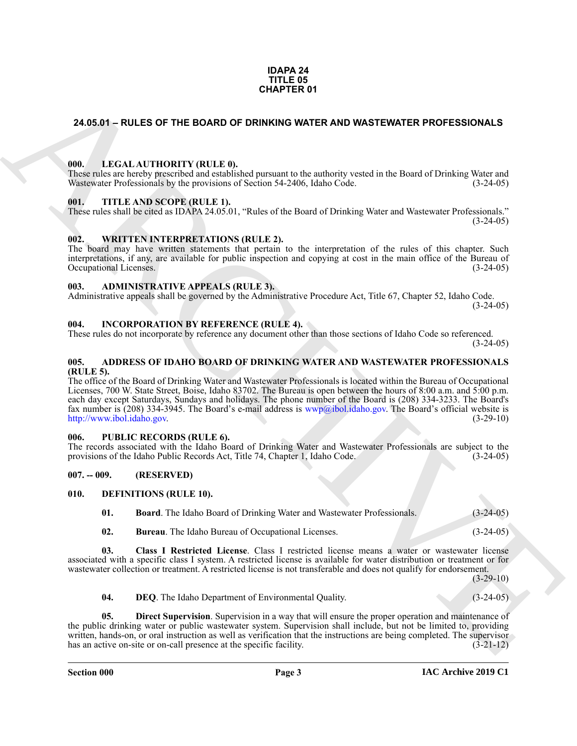**IDAPA 24**
**TITLE 05**
**CHAPTER 01**

## 24.05.01 – RULES OF THE BOARD OF DRINKING WATER AND WASTEWATER PROFESSIONALS

### 000. LEGAL AUTHORITY (RULE 0).

These rules are hereby prescribed and established pursuant to the authority vested in the Board of Drinking Water and Wastewater Professionals by the provisions of Section 54-2406, Idaho Code. (3-24-05)

### 001. TITLE AND SCOPE (RULE 1).

These rules shall be cited as IDAPA 24.05.01, "Rules of the Board of Drinking Water and Wastewater Professionals." (3-24-05)

### 002. WRITTEN INTERPRETATIONS (RULE 2).

The board may have written statements that pertain to the interpretation of the rules of this chapter. Such interpretations, if any, are available for public inspection and copying at cost in the main office of the Bureau of Occupational Licenses. (3-24-05)

### 003. ADMINISTRATIVE APPEALS (RULE 3).

Administrative appeals shall be governed by the Administrative Procedure Act, Title 67, Chapter 52, Idaho Code. (3-24-05)

### 004. INCORPORATION BY REFERENCE (RULE 4).

These rules do not incorporate by reference any document other than those sections of Idaho Code so referenced. (3-24-05)

### 005. ADDRESS OF IDAHO BOARD OF DRINKING WATER AND WASTEWATER PROFESSIONALS (RULE 5).

The office of the Board of Drinking Water and Wastewater Professionals is located within the Bureau of Occupational Licenses, 700 W. State Street, Boise, Idaho 83702. The Bureau is open between the hours of 8:00 a.m. and 5:00 p.m. each day except Saturdays, Sundays and holidays. The phone number of the Board is (208) 334-3233. The Board's fax number is (208) 334-3945. The Board's e-mail address is wwp@ibol.idaho.gov. The Board's official website is http://www.ibol.idaho.gov. (3-29-10)

### 006. PUBLIC RECORDS (RULE 6).

The records associated with the Idaho Board of Drinking Water and Wastewater Professionals are subject to the provisions of the Idaho Public Records Act, Title 74, Chapter 1, Idaho Code. (3-24-05)

### 007. -- 009. (RESERVED)

### 010. DEFINITIONS (RULE 10).

**01. Board**. The Idaho Board of Drinking Water and Wastewater Professionals. (3-24-05)

**02. Bureau**. The Idaho Bureau of Occupational Licenses. (3-24-05)

**03. Class I Restricted License**. Class I restricted license means a water or wastewater license associated with a specific class I system. A restricted license is available for water distribution or treatment or for wastewater collection or treatment. A restricted license is not transferable and does not qualify for endorsement. (3-29-10)

**04. DEQ**. The Idaho Department of Environmental Quality. (3-24-05)

**05. Direct Supervision**. Supervision in a way that will ensure the proper operation and maintenance of the public drinking water or public wastewater system. Supervision shall include, but not be limited to, providing written, hands-on, or oral instruction as well as verification that the instructions are being completed. The supervisor has an active on-site or on-call presence at the specific facility. (3-21-12)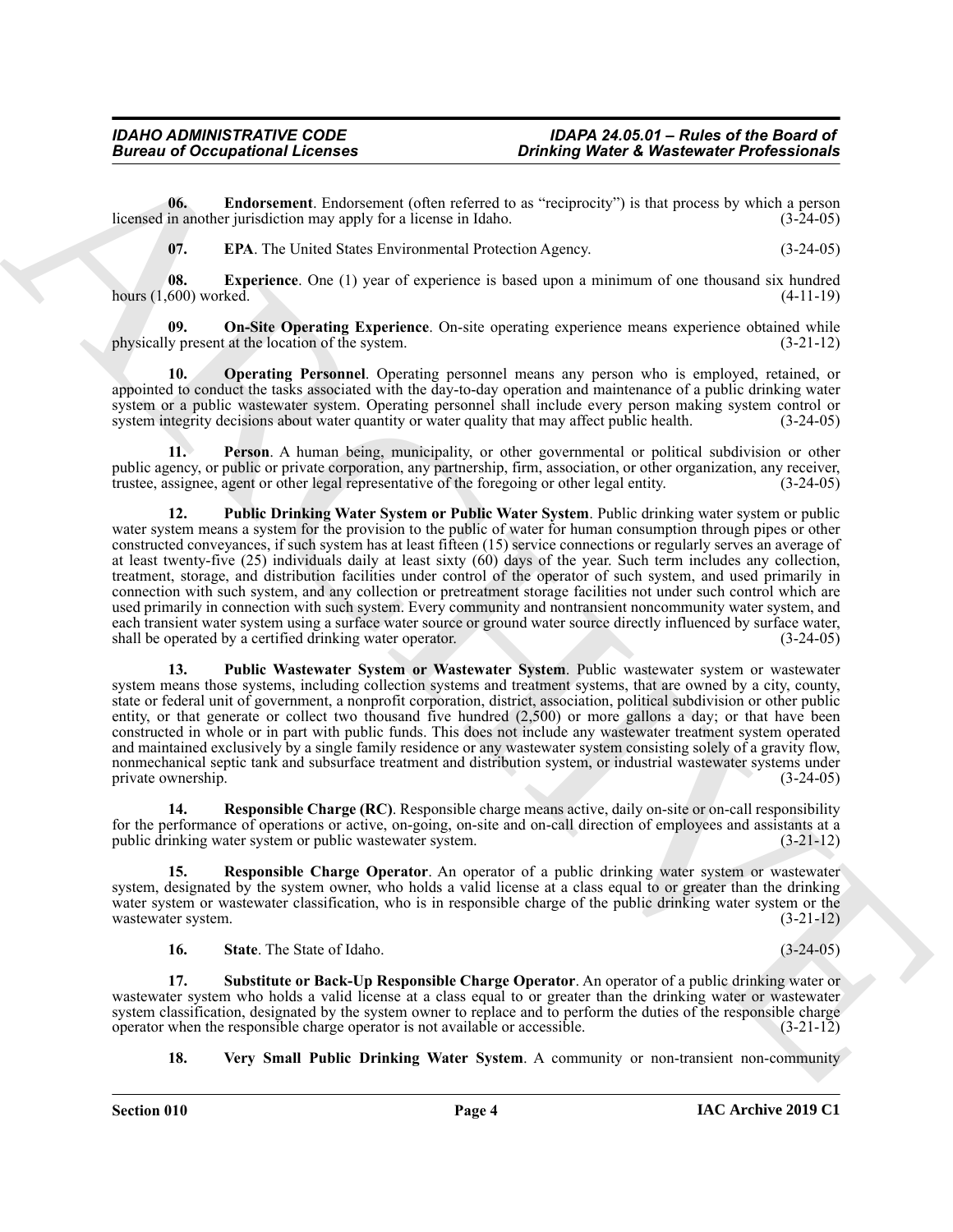**06. Endorsement**. Endorsement (often referred to as "reciprocity") is that process by which a person licensed in another jurisdiction may apply for a license in Idaho. (3-24-05)

**07. EPA**. The United States Environmental Protection Agency. (3-24-05)

**08. Experience**. One (1) year of experience is based upon a minimum of one thousand six hundred hours (1,600) worked. (4-11-19)

**09. On-Site Operating Experience**. On-site operating experience means experience obtained while physically present at the location of the system. (3-21-12)

**10. Operating Personnel**. Operating personnel means any person who is employed, retained, or appointed to conduct the tasks associated with the day-to-day operation and maintenance of a public drinking water system or a public wastewater system. Operating personnel shall include every person making system control or system integrity decisions about water quantity or water quality that may affect public health. (3-24-05)

**11. Person**. A human being, municipality, or other governmental or political subdivision or other public agency, or public or private corporation, any partnership, firm, association, or other organization, any receiver, trustee, assignee, agent or other legal representative of the foregoing or other legal entity. (3-24-05)

**12. Public Drinking Water System or Public Water System**. Public drinking water system or public water system means a system for the provision to the public of water for human consumption through pipes or other constructed conveyances, if such system has at least fifteen (15) service connections or regularly serves an average of at least twenty-five (25) individuals daily at least sixty (60) days of the year. Such term includes any collection, treatment, storage, and distribution facilities under control of the operator of such system, and used primarily in connection with such system, and any collection or pretreatment storage facilities not under such control which are used primarily in connection with such system. Every community and nontransient noncommunity water system, and each transient water system using a surface water source or ground water source directly influenced by surface water, shall be operated by a certified drinking water operator. (3-24-05)

**13. Public Wastewater System or Wastewater System**. Public wastewater system or wastewater system means those systems, including collection systems and treatment systems, that are owned by a city, county, state or federal unit of government, a nonprofit corporation, district, association, political subdivision or other public entity, or that generate or collect two thousand five hundred (2,500) or more gallons a day; or that have been constructed in whole or in part with public funds. This does not include any wastewater treatment system operated and maintained exclusively by a single family residence or any wastewater system consisting solely of a gravity flow, nonmechanical septic tank and subsurface treatment and distribution system, or industrial wastewater systems under private ownership. (3-24-05)

**14. Responsible Charge (RC)**. Responsible charge means active, daily on-site or on-call responsibility for the performance of operations or active, on-going, on-site and on-call direction of employees and assistants at a public drinking water system or public wastewater system. (3-21-12)

**15. Responsible Charge Operator**. An operator of a public drinking water system or wastewater system, designated by the system owner, who holds a valid license at a class equal to or greater than the drinking water system or wastewater classification, who is in responsible charge of the public drinking water system or the wastewater system. (3-21-12)

**16. State**. The State of Idaho. (3-24-05)

**17. Substitute or Back-Up Responsible Charge Operator**. An operator of a public drinking water or wastewater system who holds a valid license at a class equal to or greater than the drinking water or wastewater system classification, designated by the system owner to replace and to perform the duties of the responsible charge operator when the responsible charge operator is not available or accessible. (3-21-12)

**18. Very Small Public Drinking Water System**. A community or non-transient non-community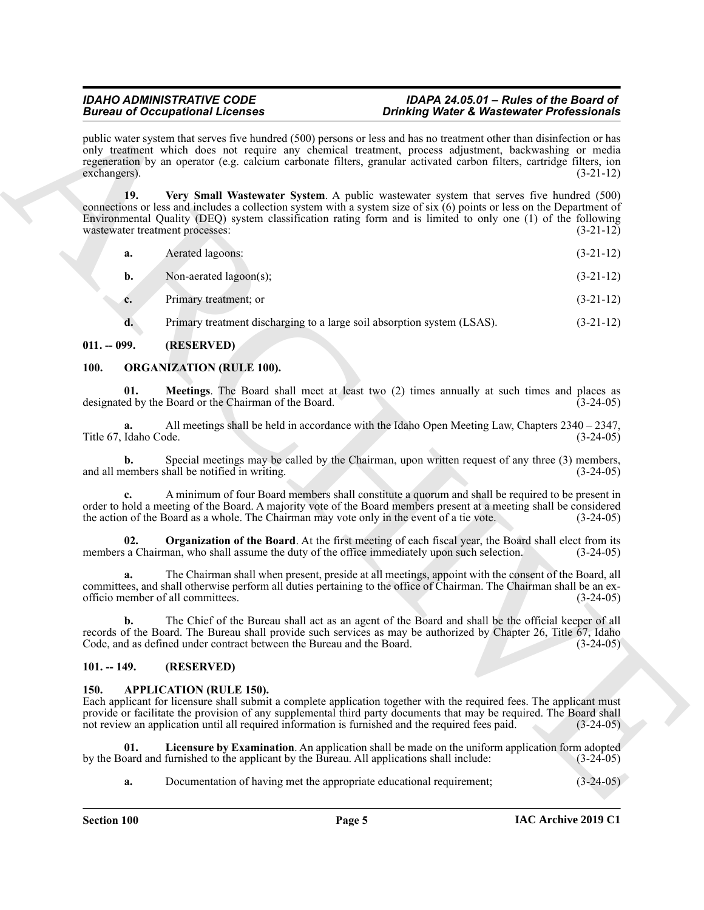public water system that serves five hundred (500) persons or less and has no treatment other than disinfection or has only treatment which does not require any chemical treatment, process adjustment, backwashing or media regeneration by an operator (e.g. calcium carbonate filters, granular activated carbon filters, cartridge filters, ion exchangers). (3-21-12)

**19. Very Small Wastewater System**. A public wastewater system that serves five hundred (500) connections or less and includes a collection system with a system size of six (6) points or less on the Department of Environmental Quality (DEQ) system classification rating form and is limited to only one (1) of the following wastewater treatment processes: (3-21-12)

**a.** Aerated lagoons: (3-21-12)

**b.** Non-aerated lagoon(s); (3-21-12)

**c.** Primary treatment; or (3-21-12)

**d.** Primary treatment discharging to a large soil absorption system (LSAS). (3-21-12)

## 011. -- 099. (RESERVED)

## 100. ORGANIZATION (RULE 100).

**01. Meetings**. The Board shall meet at least two (2) times annually at such times and places as designated by the Board or the Chairman of the Board. (3-24-05)

**a.** All meetings shall be held in accordance with the Idaho Open Meeting Law, Chapters 2340 – 2347, Title 67, Idaho Code. (3-24-05)

**b.** Special meetings may be called by the Chairman, upon written request of any three (3) members, and all members shall be notified in writing. (3-24-05)

**c.** A minimum of four Board members shall constitute a quorum and shall be required to be present in order to hold a meeting of the Board. A majority vote of the Board members present at a meeting shall be considered the action of the Board as a whole. The Chairman may vote only in the event of a tie vote. (3-24-05)

**02. Organization of the Board**. At the first meeting of each fiscal year, the Board shall elect from its members a Chairman, who shall assume the duty of the office immediately upon such selection. (3-24-05)

**a.** The Chairman shall when present, preside at all meetings, appoint with the consent of the Board, all committees, and shall otherwise perform all duties pertaining to the office of Chairman. The Chairman shall be an ex-officio member of all committees. (3-24-05)

**b.** The Chief of the Bureau shall act as an agent of the Board and shall be the official keeper of all records of the Board. The Bureau shall provide such services as may be authorized by Chapter 26, Title 67, Idaho Code, and as defined under contract between the Bureau and the Board. (3-24-05)

## 101. -- 149. (RESERVED)

## 150. APPLICATION (RULE 150).

Each applicant for licensure shall submit a complete application together with the required fees. The applicant must provide or facilitate the provision of any supplemental third party documents that may be required. The Board shall not review an application until all required information is furnished and the required fees paid. (3-24-05)

**01. Licensure by Examination**. An application shall be made on the uniform application form adopted by the Board and furnished to the applicant by the Bureau. All applications shall include: (3-24-05)

**a.** Documentation of having met the appropriate educational requirement; (3-24-05)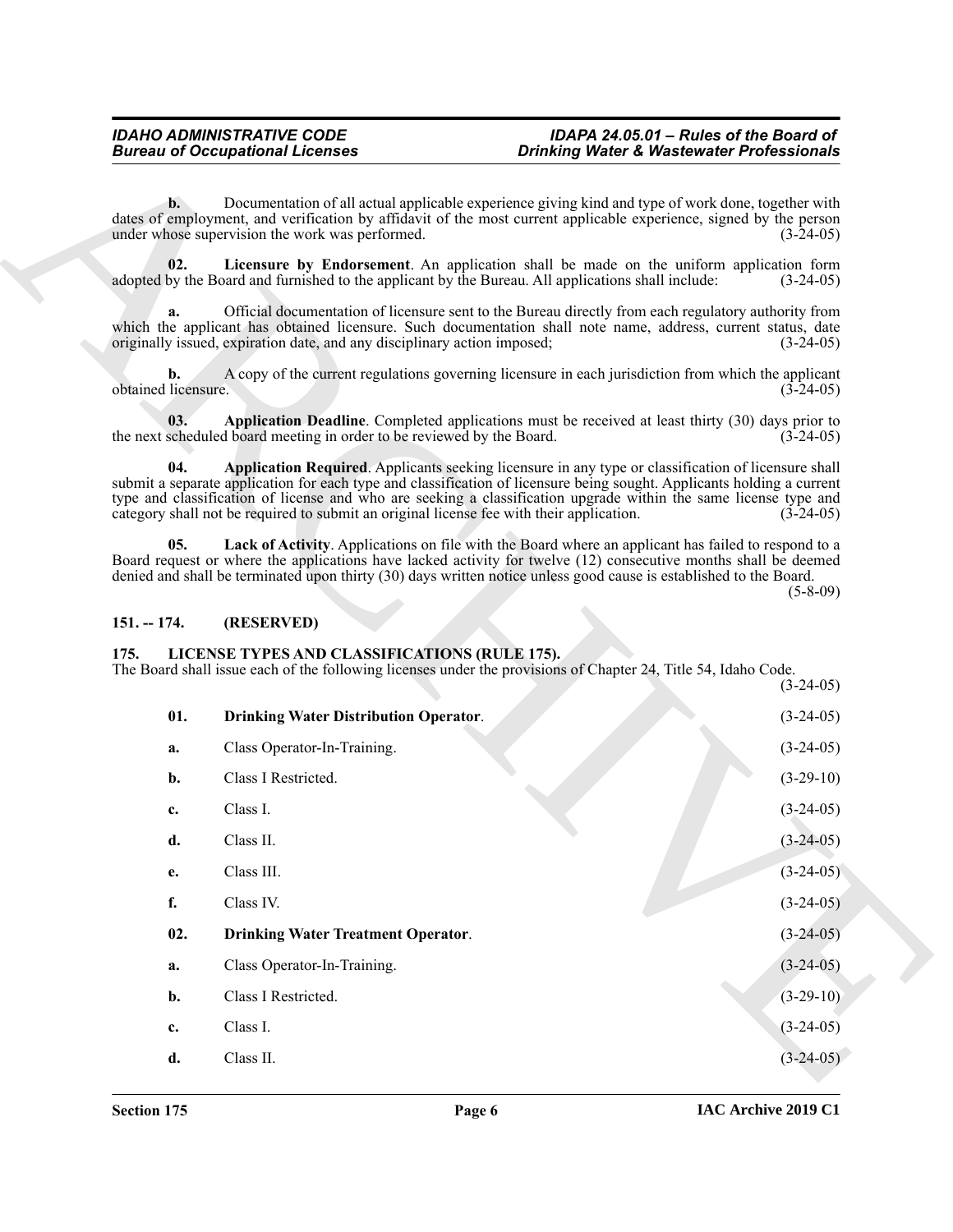**b.** Documentation of all actual applicable experience giving kind and type of work done, together with dates of employment, and verification by affidavit of the most current applicable experience, signed by the person under whose supervision the work was performed. (3-24-05)

**02. Licensure by Endorsement**. An application shall be made on the uniform application form adopted by the Board and furnished to the applicant by the Bureau. All applications shall include: (3-24-05)

**a.** Official documentation of licensure sent to the Bureau directly from each regulatory authority from which the applicant has obtained licensure. Such documentation shall note name, address, current status, date originally issued, expiration date, and any disciplinary action imposed; (3-24-05)

**b.** A copy of the current regulations governing licensure in each jurisdiction from which the applicant obtained licensure. (3-24-05)

**03. Application Deadline**. Completed applications must be received at least thirty (30) days prior to the next scheduled board meeting in order to be reviewed by the Board. (3-24-05)

**04. Application Required**. Applicants seeking licensure in any type or classification of licensure shall submit a separate application for each type and classification of licensure being sought. Applicants holding a current type and classification of license and who are seeking a classification upgrade within the same license type and category shall not be required to submit an original license fee with their application. (3-24-05)

**05. Lack of Activity**. Applications on file with the Board where an applicant has failed to respond to a Board request or where the applications have lacked activity for twelve (12) consecutive months shall be deemed denied and shall be terminated upon thirty (30) days written notice unless good cause is established to the Board. (5-8-09)

## 151. -- 174. (RESERVED)

## 175. LICENSE TYPES AND CLASSIFICATIONS (RULE 175).

The Board shall issue each of the following licenses under the provisions of Chapter 24, Title 54, Idaho Code. (3-24-05)

**01. Drinking Water Distribution Operator**. (3-24-05)

**a.** Class Operator-In-Training. (3-24-05)

**b.** Class I Restricted. (3-29-10)

**c.** Class I. (3-24-05)

**d.** Class II. (3-24-05)

**e.** Class III. (3-24-05)

**f.** Class IV. (3-24-05)

**02. Drinking Water Treatment Operator**. (3-24-05)

**a.** Class Operator-In-Training. (3-24-05)

**b.** Class I Restricted. (3-29-10)

**c.** Class I. (3-24-05)

**d.** Class II. (3-24-05)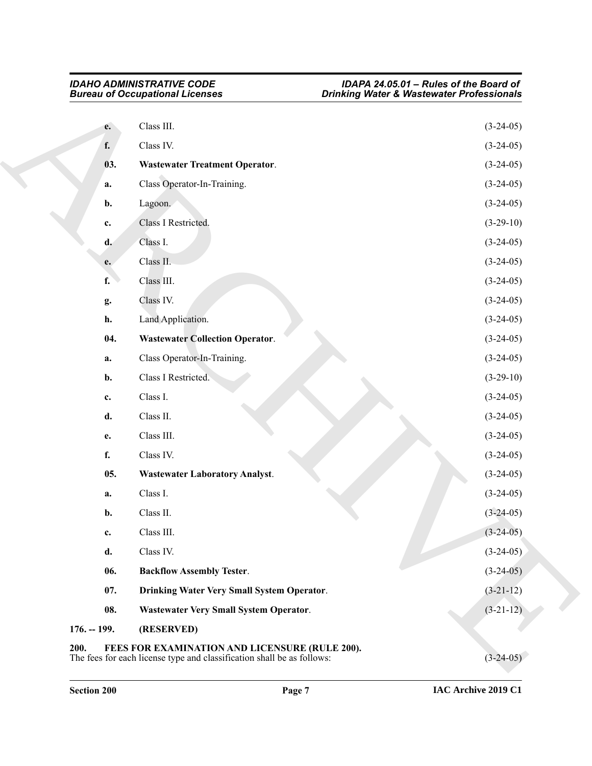e. Class III. (3-24-05)

f. Class IV. (3-24-05)

**03. Wastewater Treatment Operator**. (3-24-05)

a. Class Operator-In-Training. (3-24-05)

b. Lagoon. (3-24-05)

c. Class I Restricted. (3-29-10)

d. Class I. (3-24-05)

e. Class II. (3-24-05)

f. Class III. (3-24-05)

g. Class IV. (3-24-05)

h. Land Application. (3-24-05)

**04. Wastewater Collection Operator**. (3-24-05)

a. Class Operator-In-Training. (3-24-05)

b. Class I Restricted. (3-29-10)

c. Class I. (3-24-05)

d. Class II. (3-24-05)

e. Class III. (3-24-05)

f. Class IV. (3-24-05)

**05. Wastewater Laboratory Analyst**. (3-24-05)

a. Class I. (3-24-05)

b. Class II. (3-24-05)

c. Class III. (3-24-05)

d. Class IV. (3-24-05)

**06. Backflow Assembly Tester**. (3-24-05)

**07. Drinking Water Very Small System Operator**. (3-21-12)

**08. Wastewater Very Small System Operator**. (3-21-12)

**176. -- 199. (RESERVED)**

**200. FEES FOR EXAMINATION AND LICENSURE (RULE 200).**
The fees for each license type and classification shall be as follows: (3-24-05)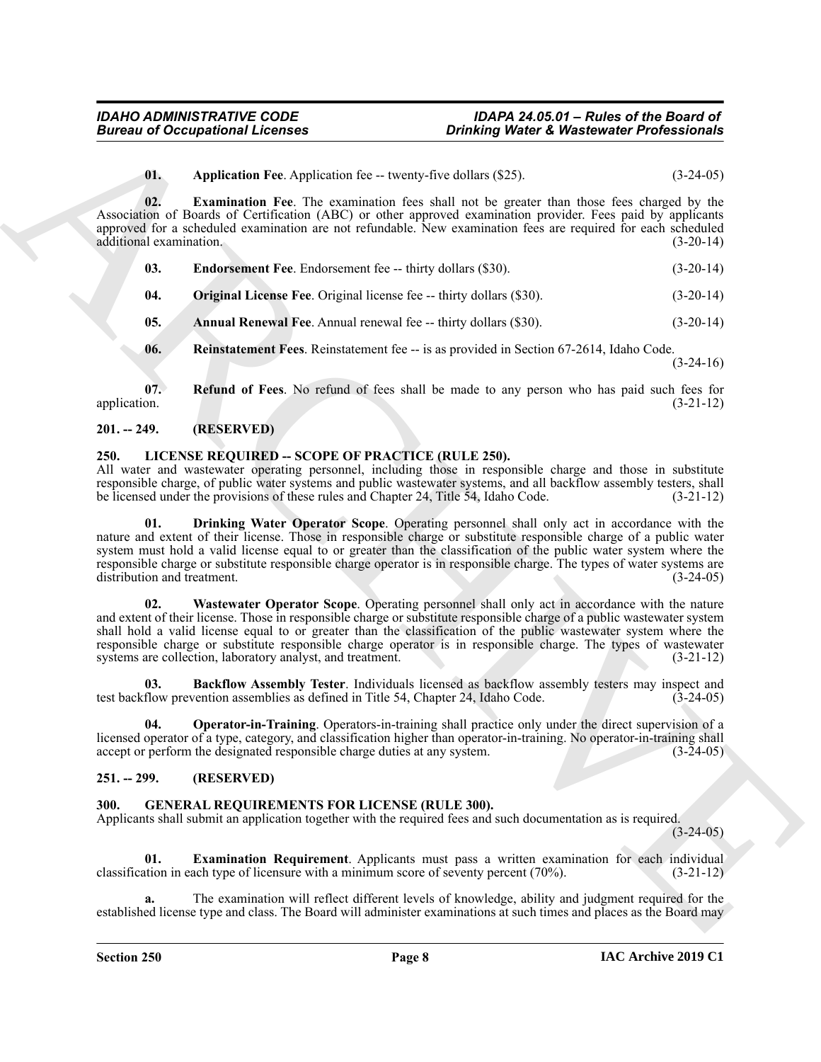**01. Application Fee**. Application fee -- twenty-five dollars ($25). (3-24-05)

**02. Examination Fee**. The examination fees shall not be greater than those fees charged by the Association of Boards of Certification (ABC) or other approved examination provider. Fees paid by applicants approved for a scheduled examination are not refundable. New examination fees are required for each scheduled additional examination. (3-20-14)

**03. Endorsement Fee**. Endorsement fee -- thirty dollars ($30). (3-20-14)

**04. Original License Fee**. Original license fee -- thirty dollars ($30). (3-20-14)

**05. Annual Renewal Fee**. Annual renewal fee -- thirty dollars ($30). (3-20-14)

**06. Reinstatement Fees**. Reinstatement fee -- is as provided in Section 67-2614, Idaho Code. (3-24-16)

**07. Refund of Fees**. No refund of fees shall be made to any person who has paid such fees for application. (3-21-12)

## 201. -- 249. (RESERVED)

## 250. LICENSE REQUIRED -- SCOPE OF PRACTICE (RULE 250).

All water and wastewater operating personnel, including those in responsible charge and those in substitute responsible charge, of public water systems and public wastewater systems, and all backflow assembly testers, shall be licensed under the provisions of these rules and Chapter 24, Title 54, Idaho Code. (3-21-12)

**01. Drinking Water Operator Scope**. Operating personnel shall only act in accordance with the nature and extent of their license. Those in responsible charge or substitute responsible charge of a public water system must hold a valid license equal to or greater than the classification of the public water system where the responsible charge or substitute responsible charge operator is in responsible charge. The types of water systems are distribution and treatment. (3-24-05)

**02. Wastewater Operator Scope**. Operating personnel shall only act in accordance with the nature and extent of their license. Those in responsible charge or substitute responsible charge of a public wastewater system shall hold a valid license equal to or greater than the classification of the public wastewater system where the responsible charge or substitute responsible charge operator is in responsible charge. The types of wastewater systems are collection, laboratory analyst, and treatment. (3-21-12)

**03. Backflow Assembly Tester**. Individuals licensed as backflow assembly testers may inspect and test backflow prevention assemblies as defined in Title 54, Chapter 24, Idaho Code. (3-24-05)

**04. Operator-in-Training**. Operators-in-training shall practice only under the direct supervision of a licensed operator of a type, category, and classification higher than operator-in-training. No operator-in-training shall accept or perform the designated responsible charge duties at any system. (3-24-05)

## 251. -- 299. (RESERVED)

## 300. GENERAL REQUIREMENTS FOR LICENSE (RULE 300).

Applicants shall submit an application together with the required fees and such documentation as is required. (3-24-05)

**01. Examination Requirement**. Applicants must pass a written examination for each individual classification in each type of licensure with a minimum score of seventy percent (70%). (3-21-12)

**a.** The examination will reflect different levels of knowledge, ability and judgment required for the established license type and class. The Board will administer examinations at such times and places as the Board may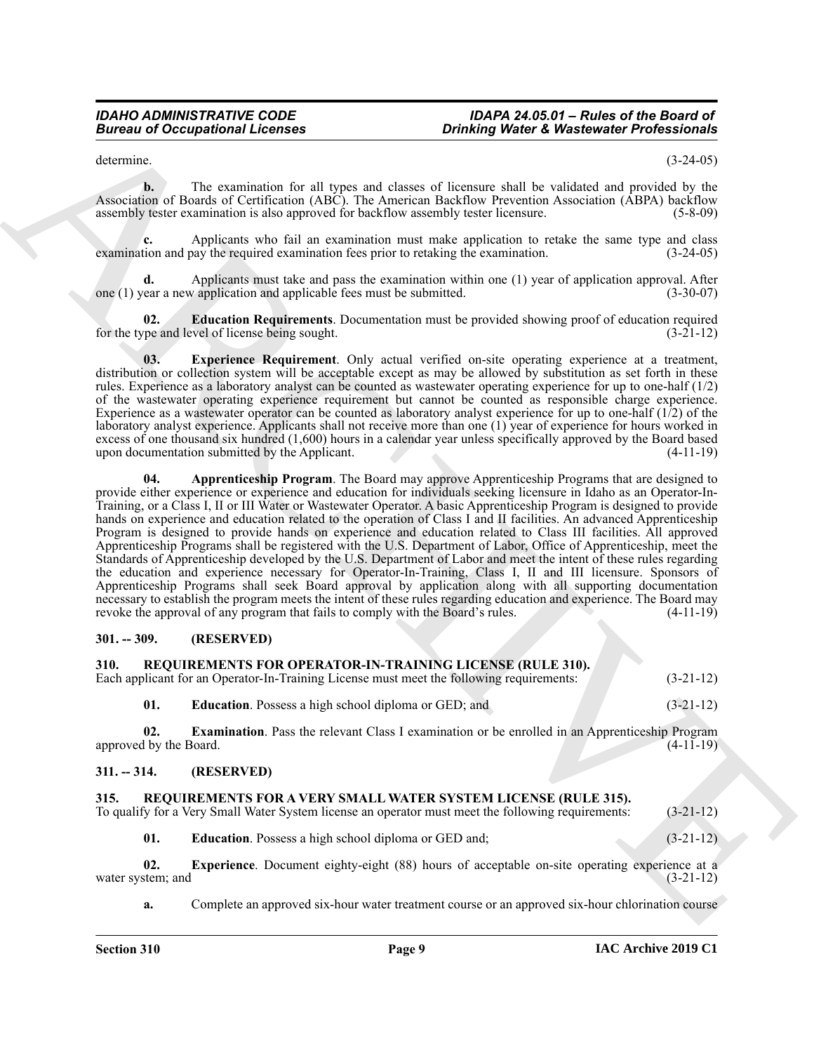determine. (3-24-05)

**b.** The examination for all types and classes of licensure shall be validated and provided by the Association of Boards of Certification (ABC). The American Backflow Prevention Association (ABPA) backflow assembly tester examination is also approved for backflow assembly tester licensure. (5-8-09)

**c.** Applicants who fail an examination must make application to retake the same type and class examination and pay the required examination fees prior to retaking the examination. (3-24-05)

**d.** Applicants must take and pass the examination within one (1) year of application approval. After one (1) year a new application and applicable fees must be submitted. (3-30-07)

**02. Education Requirements**. Documentation must be provided showing proof of education required for the type and level of license being sought. (3-21-12)

**03. Experience Requirement**. Only actual verified on-site operating experience at a treatment, distribution or collection system will be acceptable except as may be allowed by substitution as set forth in these rules. Experience as a laboratory analyst can be counted as wastewater operating experience for up to one-half (1/2) of the wastewater operating experience requirement but cannot be counted as responsible charge experience. Experience as a wastewater operator can be counted as laboratory analyst experience for up to one-half (1/2) of the laboratory analyst experience. Applicants shall not receive more than one (1) year of experience for hours worked in excess of one thousand six hundred (1,600) hours in a calendar year unless specifically approved by the Board based upon documentation submitted by the Applicant. (4-11-19)

**04. Apprenticeship Program**. The Board may approve Apprenticeship Programs that are designed to provide either experience or experience and education for individuals seeking licensure in Idaho as an Operator-In-Training, or a Class I, II or III Water or Wastewater Operator. A basic Apprenticeship Program is designed to provide hands on experience and education related to the operation of Class I and II facilities. An advanced Apprenticeship Program is designed to provide hands on experience and education related to Class III facilities. All approved Apprenticeship Programs shall be registered with the U.S. Department of Labor, Office of Apprenticeship, meet the Standards of Apprenticeship developed by the U.S. Department of Labor and meet the intent of these rules regarding the education and experience necessary for Operator-In-Training, Class I, II and III licensure. Sponsors of Apprenticeship Programs shall seek Board approval by application along with all supporting documentation necessary to establish the program meets the intent of these rules regarding education and experience. The Board may revoke the approval of any program that fails to comply with the Board's rules. (4-11-19)

## 301. -- 309. (RESERVED)

## 310. REQUIREMENTS FOR OPERATOR-IN-TRAINING LICENSE (RULE 310).

Each applicant for an Operator-In-Training License must meet the following requirements: (3-21-12)

**01. Education**. Possess a high school diploma or GED; and (3-21-12)

**02. Examination**. Pass the relevant Class I examination or be enrolled in an Apprenticeship Program approved by the Board. (4-11-19)

## 311. -- 314. (RESERVED)

## 315. REQUIREMENTS FOR A VERY SMALL WATER SYSTEM LICENSE (RULE 315).

To qualify for a Very Small Water System license an operator must meet the following requirements: (3-21-12)

**01. Education**. Possess a high school diploma or GED and; (3-21-12)

**02. Experience**. Document eighty-eight (88) hours of acceptable on-site operating experience at a water system; and (3-21-12)

**a.** Complete an approved six-hour water treatment course or an approved six-hour chlorination course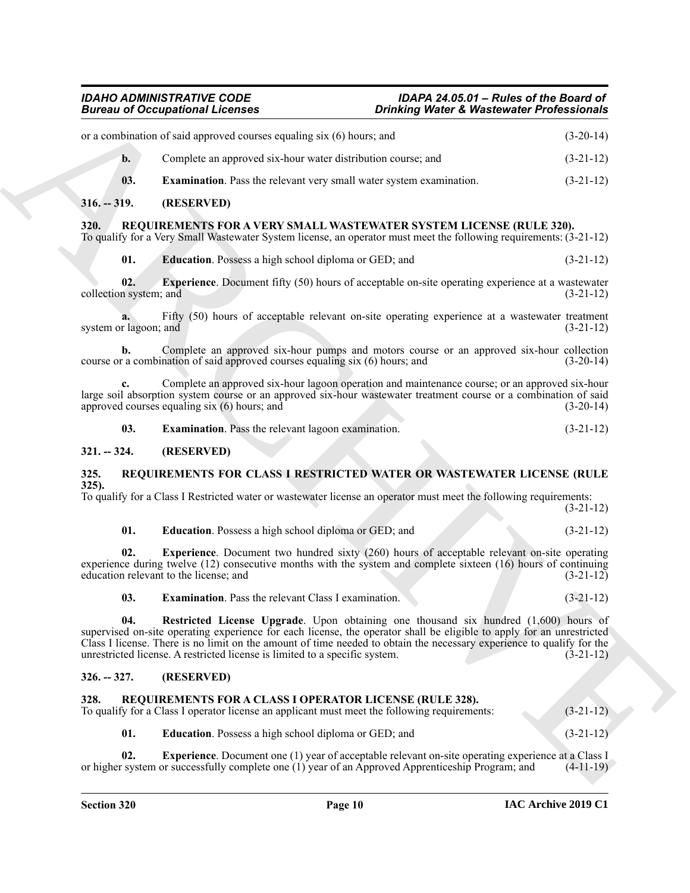or a combination of said approved courses equaling six (6) hours; and (3-20-14)

**b.** Complete an approved six-hour water distribution course; and (3-21-12)

**03. Examination**. Pass the relevant very small water system examination. (3-21-12)

## 316. -- 319. (RESERVED)

## 320. REQUIREMENTS FOR A VERY SMALL WASTEWATER SYSTEM LICENSE (RULE 320).

To qualify for a Very Small Wastewater System license, an operator must meet the following requirements: (3-21-12)

**01. Education**. Possess a high school diploma or GED; and (3-21-12)

**02. Experience**. Document fifty (50) hours of acceptable on-site operating experience at a wastewater collection system; and (3-21-12)

**a.** Fifty (50) hours of acceptable relevant on-site operating experience at a wastewater treatment system or lagoon; and (3-21-12)

**b.** Complete an approved six-hour pumps and motors course or an approved six-hour collection course or a combination of said approved courses equaling six (6) hours; and (3-20-14)

**c.** Complete an approved six-hour lagoon operation and maintenance course; or an approved six-hour large soil absorption system course or an approved six-hour wastewater treatment course or a combination of said approved courses equaling six (6) hours; and (3-20-14)

**03. Examination**. Pass the relevant lagoon examination. (3-21-12)

## 321. -- 324. (RESERVED)

## 325. REQUIREMENTS FOR CLASS I RESTRICTED WATER OR WASTEWATER LICENSE (RULE 325).

To qualify for a Class I Restricted water or wastewater license an operator must meet the following requirements: (3-21-12)

**01. Education**. Possess a high school diploma or GED; and (3-21-12)

**02. Experience**. Document two hundred sixty (260) hours of acceptable relevant on-site operating experience during twelve (12) consecutive months with the system and complete sixteen (16) hours of continuing education relevant to the license; and (3-21-12)

**03. Examination**. Pass the relevant Class I examination. (3-21-12)

**04. Restricted License Upgrade**. Upon obtaining one thousand six hundred (1,600) hours of supervised on-site operating experience for each license, the operator shall be eligible to apply for an unrestricted Class I license. There is no limit on the amount of time needed to obtain the necessary experience to qualify for the unrestricted license. A restricted license is limited to a specific system. (3-21-12)

## 326. -- 327. (RESERVED)

## 328. REQUIREMENTS FOR A CLASS I OPERATOR LICENSE (RULE 328).

To qualify for a Class I operator license an applicant must meet the following requirements: (3-21-12)

**01. Education**. Possess a high school diploma or GED; and (3-21-12)

**02. Experience**. Document one (1) year of acceptable relevant on-site operating experience at a Class I or higher system or successfully complete one (1) year of an Approved Apprenticeship Program; and (4-11-19)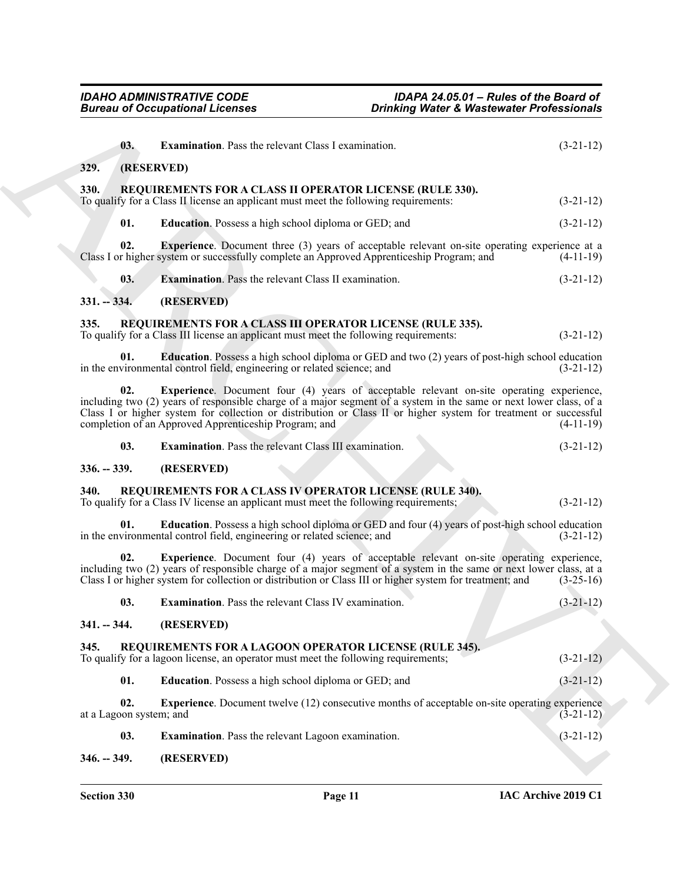**03. Examination**. Pass the relevant Class I examination. (3-21-12)

### 329. (RESERVED)

### 330. REQUIREMENTS FOR A CLASS II OPERATOR LICENSE (RULE 330).

To qualify for a Class II license an applicant must meet the following requirements: (3-21-12)

**01. Education**. Possess a high school diploma or GED; and (3-21-12)

**02. Experience**. Document three (3) years of acceptable relevant on-site operating experience at a Class I or higher system or successfully complete an Approved Apprenticeship Program; and (4-11-19)

**03. Examination**. Pass the relevant Class II examination. (3-21-12)

### 331. -- 334. (RESERVED)

### 335. REQUIREMENTS FOR A CLASS III OPERATOR LICENSE (RULE 335).

To qualify for a Class III license an applicant must meet the following requirements: (3-21-12)

**01. Education**. Possess a high school diploma or GED and two (2) years of post-high school education in the environmental control field, engineering or related science; and (3-21-12)

**02. Experience**. Document four (4) years of acceptable relevant on-site operating experience, including two (2) years of responsible charge of a major segment of a system in the same or next lower class, of a Class I or higher system for collection or distribution or Class II or higher system for treatment or successful completion of an Approved Apprenticeship Program; and (4-11-19)

**03. Examination**. Pass the relevant Class III examination. (3-21-12)

### 336. -- 339. (RESERVED)

### 340. REQUIREMENTS FOR A CLASS IV OPERATOR LICENSE (RULE 340).

To qualify for a Class IV license an applicant must meet the following requirements; (3-21-12)

**01. Education**. Possess a high school diploma or GED and four (4) years of post-high school education in the environmental control field, engineering or related science; and (3-21-12)

**02. Experience**. Document four (4) years of acceptable relevant on-site operating experience, including two (2) years of responsible charge of a major segment of a system in the same or next lower class, at a Class I or higher system for collection or distribution or Class III or higher system for treatment; and (3-25-16)

**03. Examination**. Pass the relevant Class IV examination. (3-21-12)

### 341. -- 344. (RESERVED)

### 345. REQUIREMENTS FOR A LAGOON OPERATOR LICENSE (RULE 345).

To qualify for a lagoon license, an operator must meet the following requirements; (3-21-12)

**01. Education**. Possess a high school diploma or GED; and (3-21-12)

**02. Experience**. Document twelve (12) consecutive months of acceptable on-site operating experience at a Lagoon system; and (3-21-12)

**03. Examination**. Pass the relevant Lagoon examination. (3-21-12)

### 346. -- 349. (RESERVED)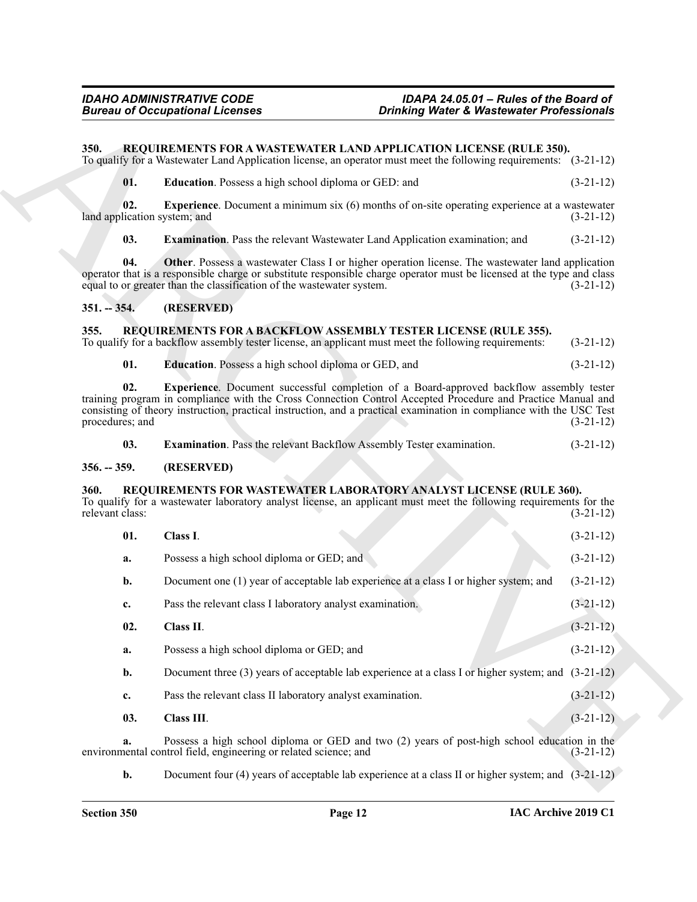## 350. REQUIREMENTS FOR A WASTEWATER LAND APPLICATION LICENSE (RULE 350).

To qualify for a Wastewater Land Application license, an operator must meet the following requirements: (3-21-12)

**01. Education**. Possess a high school diploma or GED: and (3-21-12)

**02. Experience**. Document a minimum six (6) months of on-site operating experience at a wastewater land application system; and (3-21-12)

**03. Examination**. Pass the relevant Wastewater Land Application examination; and (3-21-12)

**04. Other**. Possess a wastewater Class I or higher operation license. The wastewater land application operator that is a responsible charge or substitute responsible charge operator must be licensed at the type and class equal to or greater than the classification of the wastewater system. (3-21-12)

## 351. -- 354. (RESERVED)

## 355. REQUIREMENTS FOR A BACKFLOW ASSEMBLY TESTER LICENSE (RULE 355).

To qualify for a backflow assembly tester license, an applicant must meet the following requirements: (3-21-12)

**01. Education**. Possess a high school diploma or GED, and (3-21-12)

**02. Experience**. Document successful completion of a Board-approved backflow assembly tester training program in compliance with the Cross Connection Control Accepted Procedure and Practice Manual and consisting of theory instruction, practical instruction, and a practical examination in compliance with the USC Test procedures; and (3-21-12)

**03. Examination**. Pass the relevant Backflow Assembly Tester examination. (3-21-12)

## 356. -- 359. (RESERVED)

## 360. REQUIREMENTS FOR WASTEWATER LABORATORY ANALYST LICENSE (RULE 360).

To qualify for a wastewater laboratory analyst license, an applicant must meet the following requirements for the relevant class: (3-21-12)

**01. Class I**. (3-21-12)

**a.** Possess a high school diploma or GED; and (3-21-12)

**b.** Document one (1) year of acceptable lab experience at a class I or higher system; and (3-21-12)

**c.** Pass the relevant class I laboratory analyst examination. (3-21-12)

**02. Class II**. (3-21-12)

**a.** Possess a high school diploma or GED; and (3-21-12)

**b.** Document three (3) years of acceptable lab experience at a class I or higher system; and (3-21-12)

**c.** Pass the relevant class II laboratory analyst examination. (3-21-12)

**03. Class III**. (3-21-12)

**a.** Possess a high school diploma or GED and two (2) years of post-high school education in the environmental control field, engineering or related science; and (3-21-12)

**b.** Document four (4) years of acceptable lab experience at a class II or higher system; and (3-21-12)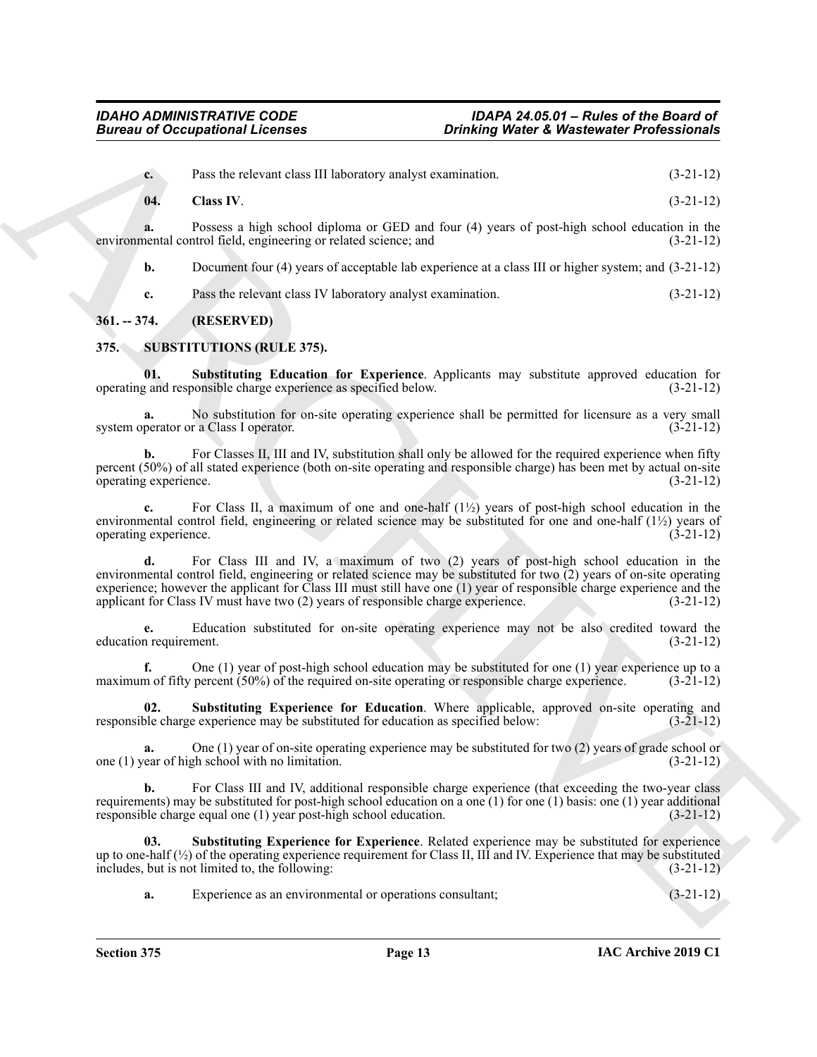**c.** Pass the relevant class III laboratory analyst examination. (3-21-12)

**04. Class IV**. (3-21-12)

**a.** Possess a high school diploma or GED and four (4) years of post-high school education in the environmental control field, engineering or related science; and (3-21-12)

**b.** Document four (4) years of acceptable lab experience at a class III or higher system; and (3-21-12)

**c.** Pass the relevant class IV laboratory analyst examination. (3-21-12)

## 361. -- 374. (RESERVED)

## 375. SUBSTITUTIONS (RULE 375).

**01. Substituting Education for Experience**. Applicants may substitute approved education for operating and responsible charge experience as specified below. (3-21-12)

**a.** No substitution for on-site operating experience shall be permitted for licensure as a very small system operator or a Class I operator. (3-21-12)

**b.** For Classes II, III and IV, substitution shall only be allowed for the required experience when fifty percent (50%) of all stated experience (both on-site operating and responsible charge) has been met by actual on-site operating experience. (3-21-12)

**c.** For Class II, a maximum of one and one-half (1½) years of post-high school education in the environmental control field, engineering or related science may be substituted for one and one-half (1½) years of operating experience. (3-21-12)

**d.** For Class III and IV, a maximum of two (2) years of post-high school education in the environmental control field, engineering or related science may be substituted for two (2) years of on-site operating experience; however the applicant for Class III must still have one (1) year of responsible charge experience and the applicant for Class IV must have two (2) years of responsible charge experience. (3-21-12)

**e.** Education substituted for on-site operating experience may not be also credited toward the education requirement. (3-21-12)

**f.** One (1) year of post-high school education may be substituted for one (1) year experience up to a maximum of fifty percent (50%) of the required on-site operating or responsible charge experience. (3-21-12)

**02. Substituting Experience for Education**. Where applicable, approved on-site operating and responsible charge experience may be substituted for education as specified below: (3-21-12)

**a.** One (1) year of on-site operating experience may be substituted for two (2) years of grade school or one (1) year of high school with no limitation. (3-21-12)

**b.** For Class III and IV, additional responsible charge experience (that exceeding the two-year class requirements) may be substituted for post-high school education on a one (1) for one (1) basis: one (1) year additional responsible charge equal one (1) year post-high school education. (3-21-12)

**03. Substituting Experience for Experience**. Related experience may be substituted for experience up to one-half (½) of the operating experience requirement for Class II, III and IV. Experience that may be substituted includes, but is not limited to, the following: (3-21-12)

**a.** Experience as an environmental or operations consultant; (3-21-12)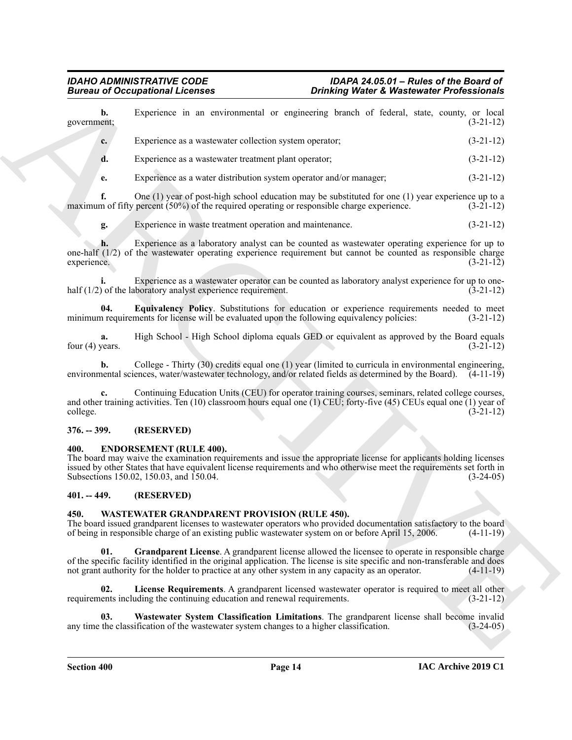**b.** Experience in an environmental or engineering branch of federal, state, county, or local government; (3-21-12)

**c.** Experience as a wastewater collection system operator; (3-21-12)

**d.** Experience as a wastewater treatment plant operator; (3-21-12)

**e.** Experience as a water distribution system operator and/or manager; (3-21-12)

**f.** One (1) year of post-high school education may be substituted for one (1) year experience up to a maximum of fifty percent (50%) of the required operating or responsible charge experience. (3-21-12)

**g.** Experience in waste treatment operation and maintenance. (3-21-12)

**h.** Experience as a laboratory analyst can be counted as wastewater operating experience for up to one-half (1/2) of the wastewater operating experience requirement but cannot be counted as responsible charge experience. (3-21-12)

**i.** Experience as a wastewater operator can be counted as laboratory analyst experience for up to one-half (1/2) of the laboratory analyst experience requirement. (3-21-12)

**04. Equivalency Policy**. Substitutions for education or experience requirements needed to meet minimum requirements for license will be evaluated upon the following equivalency policies: (3-21-12)

**a.** High School - High School diploma equals GED or equivalent as approved by the Board equals four (4) years. (3-21-12)

**b.** College - Thirty (30) credits equal one (1) year (limited to curricula in environmental engineering, environmental sciences, water/wastewater technology, and/or related fields as determined by the Board). (4-11-19)

**c.** Continuing Education Units (CEU) for operator training courses, seminars, related college courses, and other training activities. Ten (10) classroom hours equal one (1) CEU; forty-five (45) CEUs equal one (1) year of college. (3-21-12)

## 376. -- 399. (RESERVED)

## 400. ENDORSEMENT (RULE 400).

The board may waive the examination requirements and issue the appropriate license for applicants holding licenses issued by other States that have equivalent license requirements and who otherwise meet the requirements set forth in Subsections 150.02, 150.03, and 150.04. (3-24-05)

## 401. -- 449. (RESERVED)

## 450. WASTEWATER GRANDPARENT PROVISION (RULE 450).

The board issued grandparent licenses to wastewater operators who provided documentation satisfactory to the board of being in responsible charge of an existing public wastewater system on or before April 15, 2006. (4-11-19)

**01. Grandparent License**. A grandparent license allowed the licensee to operate in responsible charge of the specific facility identified in the original application. The license is site specific and non-transferable and does not grant authority for the holder to practice at any other system in any capacity as an operator. (4-11-19)

**02. License Requirements**. A grandparent licensed wastewater operator is required to meet all other requirements including the continuing education and renewal requirements. (3-21-12)

**03. Wastewater System Classification Limitations**. The grandparent license shall become invalid any time the classification of the wastewater system changes to a higher classification. (3-24-05)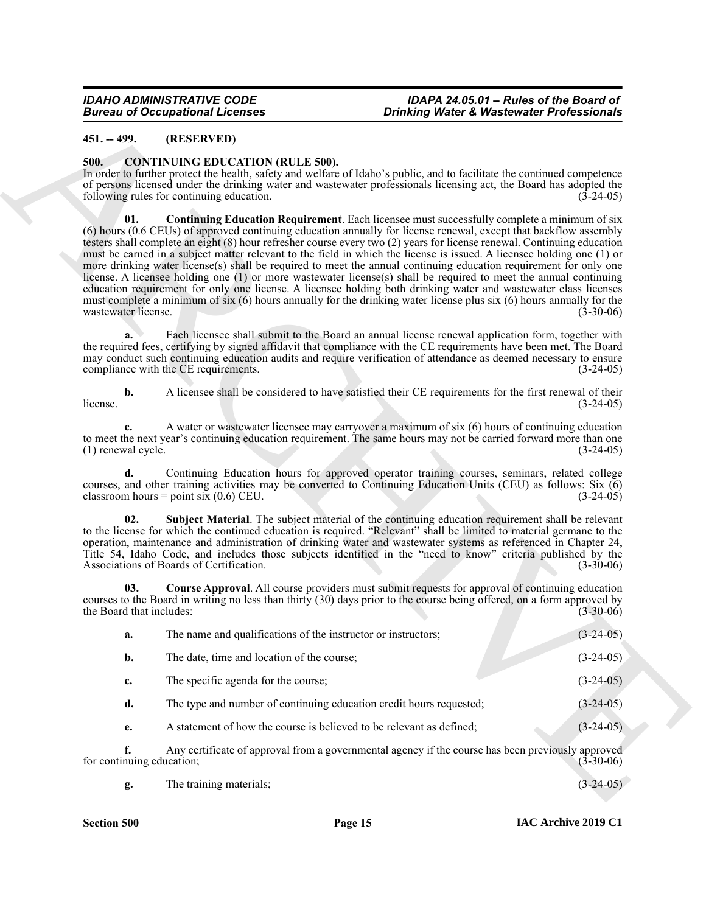**451. -- 499. (RESERVED)**

**500. CONTINUING EDUCATION (RULE 500).**

In order to further protect the health, safety and welfare of Idaho's public, and to facilitate the continued competence of persons licensed under the drinking water and wastewater professionals licensing act, the Board has adopted the following rules for continuing education. (3-24-05)

**01. Continuing Education Requirement**. Each licensee must successfully complete a minimum of six (6) hours (0.6 CEUs) of approved continuing education annually for license renewal, except that backflow assembly testers shall complete an eight (8) hour refresher course every two (2) years for license renewal. Continuing education must be earned in a subject matter relevant to the field in which the license is issued. A licensee holding one (1) or more drinking water license(s) shall be required to meet the annual continuing education requirement for only one license. A licensee holding one (1) or more wastewater license(s) shall be required to meet the annual continuing education requirement for only one license. A licensee holding both drinking water and wastewater class licenses must complete a minimum of six (6) hours annually for the drinking water license plus six (6) hours annually for the wastewater license. (3-30-06)

**a.** Each licensee shall submit to the Board an annual license renewal application form, together with the required fees, certifying by signed affidavit that compliance with the CE requirements have been met. The Board may conduct such continuing education audits and require verification of attendance as deemed necessary to ensure compliance with the CE requirements. (3-24-05)

**b.** A licensee shall be considered to have satisfied their CE requirements for the first renewal of their license. (3-24-05)

**c.** A water or wastewater licensee may carryover a maximum of six (6) hours of continuing education to meet the next year's continuing education requirement. The same hours may not be carried forward more than one (1) renewal cycle. (3-24-05)

**d.** Continuing Education hours for approved operator training courses, seminars, related college courses, and other training activities may be converted to Continuing Education Units (CEU) as follows: Six (6) classroom hours = point six (0.6) CEU. (3-24-05)

**02. Subject Material**. The subject material of the continuing education requirement shall be relevant to the license for which the continued education is required. "Relevant" shall be limited to material germane to the operation, maintenance and administration of drinking water and wastewater systems as referenced in Chapter 24, Title 54, Idaho Code, and includes those subjects identified in the "need to know" criteria published by the Associations of Boards of Certification. (3-30-06)

**03. Course Approval**. All course providers must submit requests for approval of continuing education courses to the Board in writing no less than thirty (30) days prior to the course being offered, on a form approved by the Board that includes: (3-30-06)

**a.** The name and qualifications of the instructor or instructors; (3-24-05)

**b.** The date, time and location of the course; (3-24-05)

**c.** The specific agenda for the course; (3-24-05)

**d.** The type and number of continuing education credit hours requested; (3-24-05)

**e.** A statement of how the course is believed to be relevant as defined; (3-24-05)

**f.** Any certificate of approval from a governmental agency if the course has been previously approved for continuing education; (3-30-06)

**g.** The training materials; (3-24-05)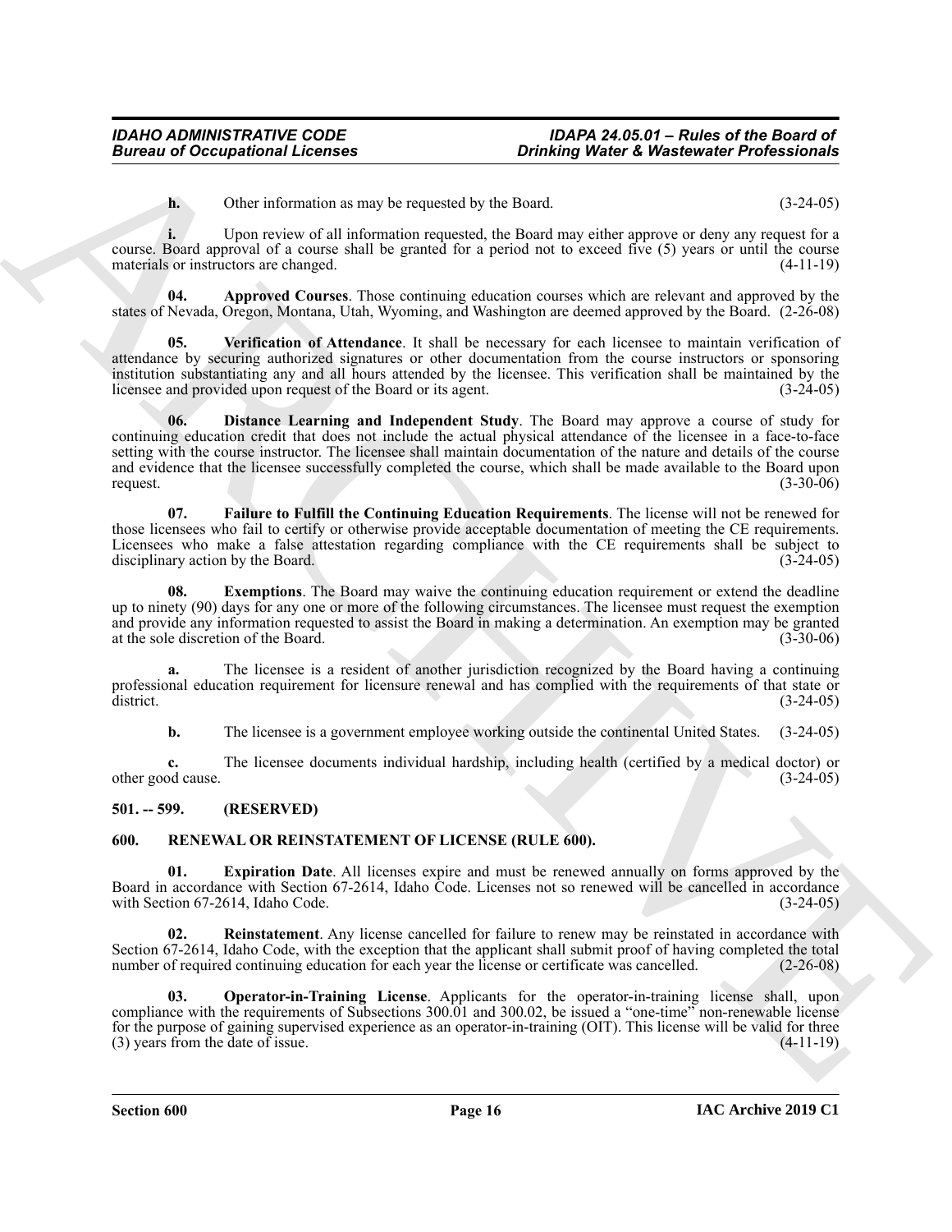**h.** Other information as may be requested by the Board. (3-24-05)

**i.** Upon review of all information requested, the Board may either approve or deny any request for a course. Board approval of a course shall be granted for a period not to exceed five (5) years or until the course materials or instructors are changed. (4-11-19)

**04. Approved Courses**. Those continuing education courses which are relevant and approved by the states of Nevada, Oregon, Montana, Utah, Wyoming, and Washington are deemed approved by the Board. (2-26-08)

**05. Verification of Attendance**. It shall be necessary for each licensee to maintain verification of attendance by securing authorized signatures or other documentation from the course instructors or sponsoring institution substantiating any and all hours attended by the licensee. This verification shall be maintained by the licensee and provided upon request of the Board or its agent. (3-24-05)

**06. Distance Learning and Independent Study**. The Board may approve a course of study for continuing education credit that does not include the actual physical attendance of the licensee in a face-to-face setting with the course instructor. The licensee shall maintain documentation of the nature and details of the course and evidence that the licensee successfully completed the course, which shall be made available to the Board upon request. (3-30-06)

**07. Failure to Fulfill the Continuing Education Requirements**. The license will not be renewed for those licensees who fail to certify or otherwise provide acceptable documentation of meeting the CE requirements. Licensees who make a false attestation regarding compliance with the CE requirements shall be subject to disciplinary action by the Board. (3-24-05)

**08. Exemptions**. The Board may waive the continuing education requirement or extend the deadline up to ninety (90) days for any one or more of the following circumstances. The licensee must request the exemption and provide any information requested to assist the Board in making a determination. An exemption may be granted at the sole discretion of the Board. (3-30-06)

**a.** The licensee is a resident of another jurisdiction recognized by the Board having a continuing professional education requirement for licensure renewal and has complied with the requirements of that state or district. (3-24-05)

**b.** The licensee is a government employee working outside the continental United States. (3-24-05)

**c.** The licensee documents individual hardship, including health (certified by a medical doctor) or other good cause. (3-24-05)

## 501. -- 599. (RESERVED)

## 600. RENEWAL OR REINSTATEMENT OF LICENSE (RULE 600).

**01. Expiration Date**. All licenses expire and must be renewed annually on forms approved by the Board in accordance with Section 67-2614, Idaho Code. Licenses not so renewed will be cancelled in accordance with Section 67-2614, Idaho Code. (3-24-05)

**02. Reinstatement**. Any license cancelled for failure to renew may be reinstated in accordance with Section 67-2614, Idaho Code, with the exception that the applicant shall submit proof of having completed the total number of required continuing education for each year the license or certificate was cancelled. (2-26-08)

**03. Operator-in-Training License**. Applicants for the operator-in-training license shall, upon compliance with the requirements of Subsections 300.01 and 300.02, be issued a "one-time" non-renewable license for the purpose of gaining supervised experience as an operator-in-training (OIT). This license will be valid for three (3) years from the date of issue. (4-11-19)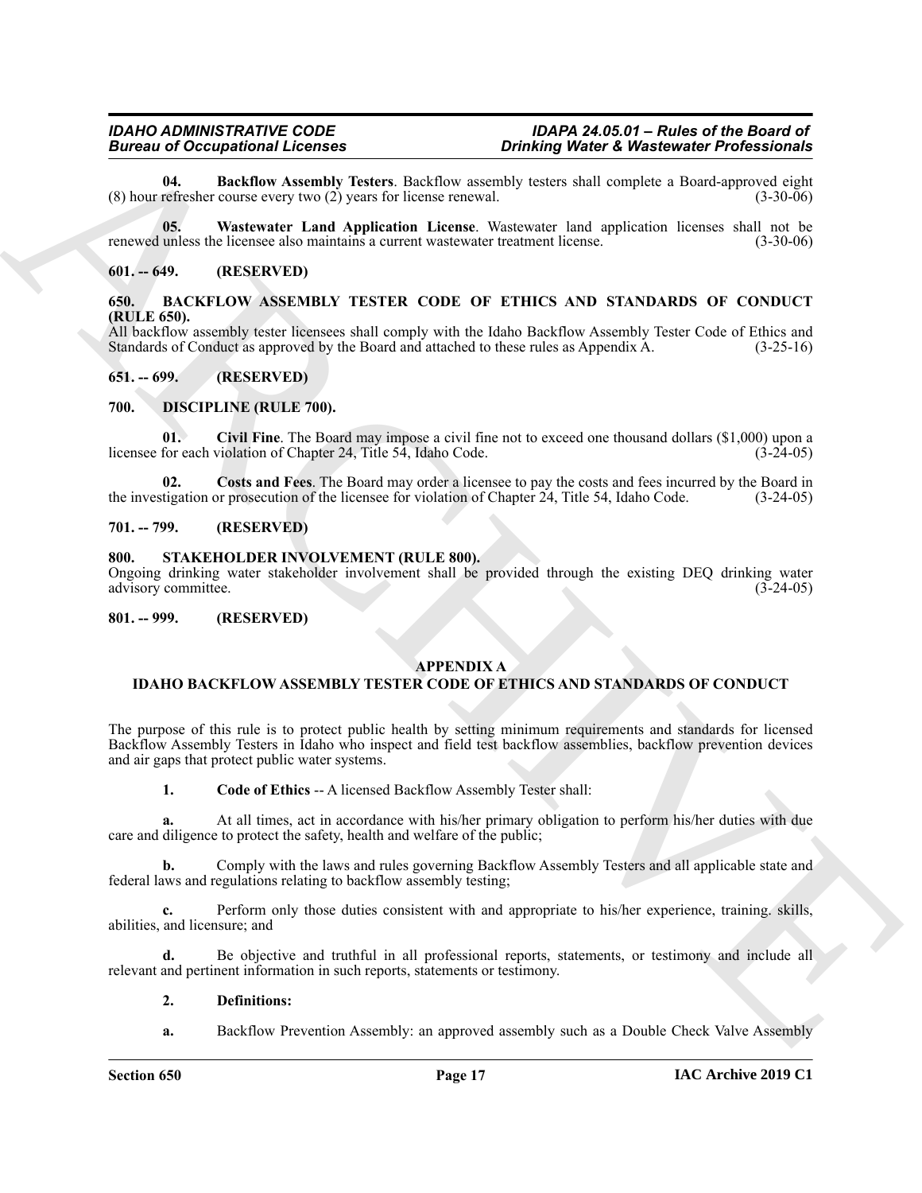**04. Backflow Assembly Testers**. Backflow assembly testers shall complete a Board-approved eight (8) hour refresher course every two (2) years for license renewal. (3-30-06)

**05. Wastewater Land Application License**. Wastewater land application licenses shall not be renewed unless the licensee also maintains a current wastewater treatment license. (3-30-06)

### 601. -- 649. (RESERVED)

### 650. BACKFLOW ASSEMBLY TESTER CODE OF ETHICS AND STANDARDS OF CONDUCT (RULE 650).

All backflow assembly tester licensees shall comply with the Idaho Backflow Assembly Tester Code of Ethics and Standards of Conduct as approved by the Board and attached to these rules as Appendix A. (3-25-16)

### 651. -- 699. (RESERVED)

### 700. DISCIPLINE (RULE 700).

**01. Civil Fine**. The Board may impose a civil fine not to exceed one thousand dollars ($1,000) upon a licensee for each violation of Chapter 24, Title 54, Idaho Code. (3-24-05)

**02. Costs and Fees**. The Board may order a licensee to pay the costs and fees incurred by the Board in the investigation or prosecution of the licensee for violation of Chapter 24, Title 54, Idaho Code. (3-24-05)

### 701. -- 799. (RESERVED)

### 800. STAKEHOLDER INVOLVEMENT (RULE 800).

Ongoing drinking water stakeholder involvement shall be provided through the existing DEQ drinking water advisory committee. (3-24-05)

### 801. -- 999. (RESERVED)

## APPENDIX A
## IDAHO BACKFLOW ASSEMBLY TESTER CODE OF ETHICS AND STANDARDS OF CONDUCT

The purpose of this rule is to protect public health by setting minimum requirements and standards for licensed Backflow Assembly Testers in Idaho who inspect and field test backflow assemblies, backflow prevention devices and air gaps that protect public water systems.

**1. Code of Ethics** -- A licensed Backflow Assembly Tester shall:

**a.** At all times, act in accordance with his/her primary obligation to perform his/her duties with due care and diligence to protect the safety, health and welfare of the public;

**b.** Comply with the laws and rules governing Backflow Assembly Testers and all applicable state and federal laws and regulations relating to backflow assembly testing;

**c.** Perform only those duties consistent with and appropriate to his/her experience, training. skills, abilities, and licensure; and

**d.** Be objective and truthful in all professional reports, statements, or testimony and include all relevant and pertinent information in such reports, statements or testimony.

**2. Definitions:**

**a.** Backflow Prevention Assembly: an approved assembly such as a Double Check Valve Assembly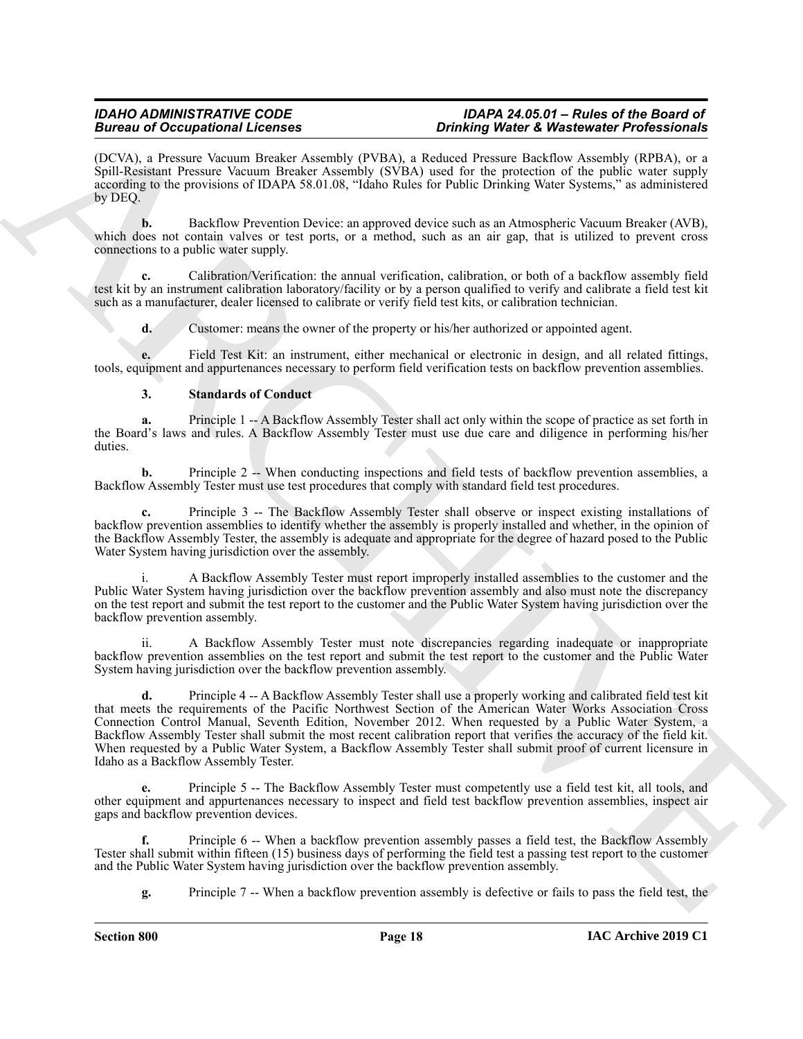(DCVA), a Pressure Vacuum Breaker Assembly (PVBA), a Reduced Pressure Backflow Assembly (RPBA), or a Spill-Resistant Pressure Vacuum Breaker Assembly (SVBA) used for the protection of the public water supply according to the provisions of IDAPA 58.01.08, "Idaho Rules for Public Drinking Water Systems," as administered by DEQ.

**b.** Backflow Prevention Device: an approved device such as an Atmospheric Vacuum Breaker (AVB), which does not contain valves or test ports, or a method, such as an air gap, that is utilized to prevent cross connections to a public water supply.

**c.** Calibration/Verification: the annual verification, calibration, or both of a backflow assembly field test kit by an instrument calibration laboratory/facility or by a person qualified to verify and calibrate a field test kit such as a manufacturer, dealer licensed to calibrate or verify field test kits, or calibration technician.

**d.** Customer: means the owner of the property or his/her authorized or appointed agent.

**e.** Field Test Kit: an instrument, either mechanical or electronic in design, and all related fittings, tools, equipment and appurtenances necessary to perform field verification tests on backflow prevention assemblies.

**3. Standards of Conduct**

**a.** Principle 1 -- A Backflow Assembly Tester shall act only within the scope of practice as set forth in the Board's laws and rules. A Backflow Assembly Tester must use due care and diligence in performing his/her duties.

**b.** Principle 2 -- When conducting inspections and field tests of backflow prevention assemblies, a Backflow Assembly Tester must use test procedures that comply with standard field test procedures.

**c.** Principle 3 -- The Backflow Assembly Tester shall observe or inspect existing installations of backflow prevention assemblies to identify whether the assembly is properly installed and whether, in the opinion of the Backflow Assembly Tester, the assembly is adequate and appropriate for the degree of hazard posed to the Public Water System having jurisdiction over the assembly.

i. A Backflow Assembly Tester must report improperly installed assemblies to the customer and the Public Water System having jurisdiction over the backflow prevention assembly and also must note the discrepancy on the test report and submit the test report to the customer and the Public Water System having jurisdiction over the backflow prevention assembly.

ii. A Backflow Assembly Tester must note discrepancies regarding inadequate or inappropriate backflow prevention assemblies on the test report and submit the test report to the customer and the Public Water System having jurisdiction over the backflow prevention assembly.

**d.** Principle 4 -- A Backflow Assembly Tester shall use a properly working and calibrated field test kit that meets the requirements of the Pacific Northwest Section of the American Water Works Association Cross Connection Control Manual, Seventh Edition, November 2012. When requested by a Public Water System, a Backflow Assembly Tester shall submit the most recent calibration report that verifies the accuracy of the field kit. When requested by a Public Water System, a Backflow Assembly Tester shall submit proof of current licensure in Idaho as a Backflow Assembly Tester.

**e.** Principle 5 -- The Backflow Assembly Tester must competently use a field test kit, all tools, and other equipment and appurtenances necessary to inspect and field test backflow prevention assemblies, inspect air gaps and backflow prevention devices.

**f.** Principle 6 -- When a backflow prevention assembly passes a field test, the Backflow Assembly Tester shall submit within fifteen (15) business days of performing the field test a passing test report to the customer and the Public Water System having jurisdiction over the backflow prevention assembly.

**g.** Principle 7 -- When a backflow prevention assembly is defective or fails to pass the field test, the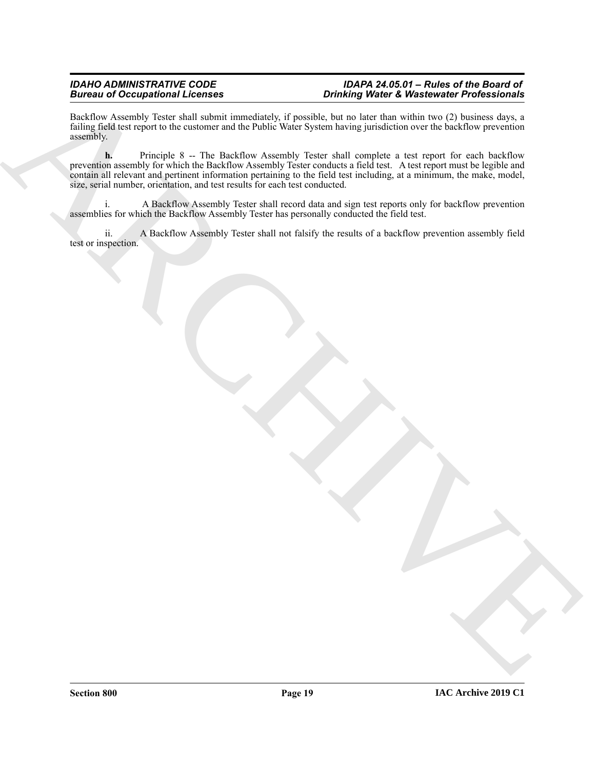Backflow Assembly Tester shall submit immediately, if possible, but no later than within two (2) business days, a failing field test report to the customer and the Public Water System having jurisdiction over the backflow prevention assembly.

**h.** Principle 8 -- The Backflow Assembly Tester shall complete a test report for each backflow prevention assembly for which the Backflow Assembly Tester conducts a field test. A test report must be legible and contain all relevant and pertinent information pertaining to the field test including, at a minimum, the make, model, size, serial number, orientation, and test results for each test conducted.

i. A Backflow Assembly Tester shall record data and sign test reports only for backflow prevention assemblies for which the Backflow Assembly Tester has personally conducted the field test.

ii. A Backflow Assembly Tester shall not falsify the results of a backflow prevention assembly field test or inspection.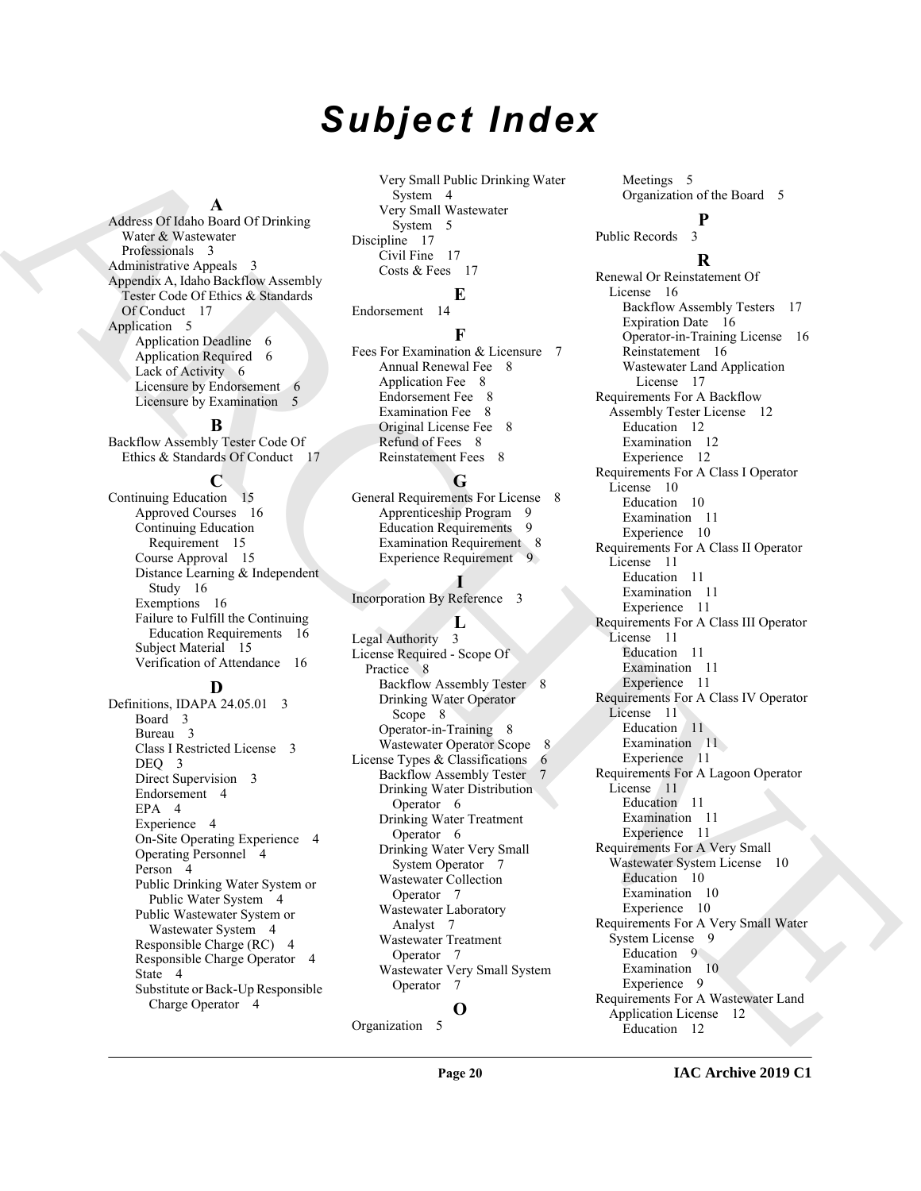# Subject Index

## A

Address Of Idaho Board Of Drinking Water & Wastewater Professionals 3
Administrative Appeals 3
Appendix A, Idaho Backflow Assembly Tester Code Of Ethics & Standards Of Conduct 17
Application 5
- Application Deadline 6
- Application Required 6
- Lack of Activity 6
- Licensure by Endorsement 6
- Licensure by Examination 5

## B

Backflow Assembly Tester Code Of Ethics & Standards Of Conduct 17

## C

Continuing Education 15
- Approved Courses 16
- Continuing Education Requirement 15
- Course Approval 15
- Distance Learning & Independent Study 16
- Exemptions 16
- Failure to Fulfill the Continuing Education Requirements 16
- Subject Material 15
- Verification of Attendance 16

## D

Definitions, IDAPA 24.05.01 3
- Board 3
- Bureau 3
- Class I Restricted License 3
- DEQ 3
- Direct Supervision 3
- Endorsement 4
- EPA 4
- Experience 4
- On-Site Operating Experience 4
- Operating Personnel 4
- Person 4
- Public Drinking Water System or Public Water System 4
- Public Wastewater System or Wastewater System 4
- Responsible Charge (RC) 4
- Responsible Charge Operator 4
- State 4
- Substitute or Back-Up Responsible Charge Operator 4
- Very Small Public Drinking Water System 4
- Very Small Wastewater System 5

Discipline 17
- Civil Fine 17
- Costs & Fees 17

## E

Endorsement 14

## F

Fees For Examination & Licensure 7
- Annual Renewal Fee 8
- Application Fee 8
- Endorsement Fee 8
- Examination Fee 8
- Original License Fee 8
- Refund of Fees 8
- Reinstatement Fees 8

## G

General Requirements For License 8
- Apprenticeship Program 9
- Education Requirements 9
- Examination Requirement 8
- Experience Requirement 9

## I

Incorporation By Reference 3

## L

Legal Authority 3
License Required - Scope Of Practice 8
- Backflow Assembly Tester 8
- Drinking Water Operator Scope 8
- Operator-in-Training 8
- Wastewater Operator Scope 8

License Types & Classifications 6
- Backflow Assembly Tester 7
- Drinking Water Distribution Operator 6
- Drinking Water Treatment Operator 6
- Drinking Water Very Small System Operator 7
- Wastewater Collection Operator 7
- Wastewater Laboratory Analyst 7
- Wastewater Treatment Operator 7
- Wastewater Very Small System Operator 7

## O

Organization 5
- Meetings 5
- Organization of the Board 5

## P

Public Records 3

## R

Renewal Or Reinstatement Of License 16
- Backflow Assembly Testers 17
- Expiration Date 16
- Operator-in-Training License 16
- Reinstatement 16
- Wastewater Land Application License 17

Requirements For A Backflow Assembly Tester License 12
- Education 12
- Examination 12
- Experience 12

Requirements For A Class I Operator License 10
- Education 10
- Examination 11
- Experience 10

Requirements For A Class II Operator License 11
- Education 11
- Examination 11
- Experience 11

Requirements For A Class III Operator License 11
- Education 11
- Examination 11
- Experience 11

Requirements For A Class IV Operator License 11
- Education 11
- Examination 11
- Experience 11

Requirements For A Lagoon Operator License 11
- Education 11
- Examination 11
- Experience 11

Requirements For A Very Small Wastewater System License 10
- Education 10
- Examination 10
- Experience 10

Requirements For A Very Small Water System License 9
- Education 9
- Examination 10
- Experience 9

Requirements For A Wastewater Land Application License 12
- Education 12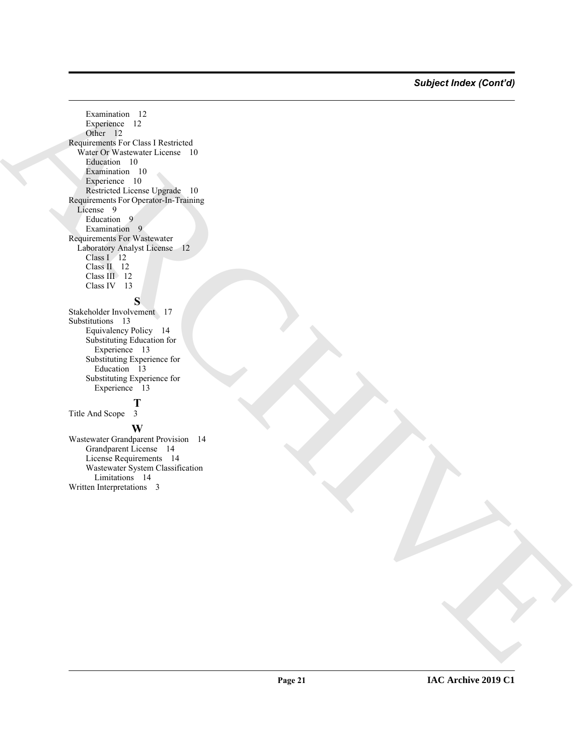Examination 12
Experience 12
Other 12

Requirements For Class I Restricted Water Or Wastewater License 10
Education 10
Examination 10
Experience 10
Restricted License Upgrade 10

Requirements For Operator-In-Training License 9
Education 9
Examination 9

Requirements For Wastewater Laboratory Analyst License 12
Class I 12
Class II 12
Class III 12
Class IV 13

## S

Stakeholder Involvement 17

Substitutions 13
Equivalency Policy 14
Substituting Education for Experience 13
Substituting Experience for Education 13
Substituting Experience for Experience 13

## T

Title And Scope 3

## W

Wastewater Grandparent Provision 14
Grandparent License 14
License Requirements 14
Wastewater System Classification Limitations 14

Written Interpretations 3